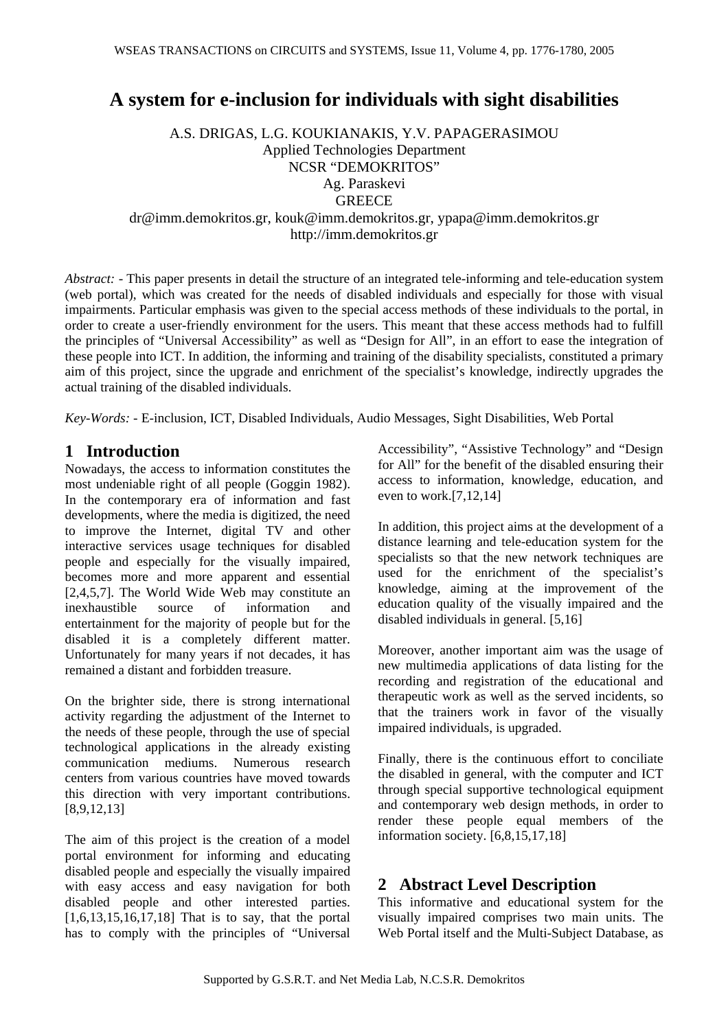# A system for e-inclusion for individuals with sight disabilities

A.S. DRIGAS, L.G. KOUKIANAKIS, Y.V. PAPAGERASIMOU
Applied Technologies Department
NCSR "DEMOKRITOS"
Ag. Paraskevi
GREECE
dr@imm.demokritos.gr, kouk@imm.demokritos.gr, ypapa@imm.demokritos.gr
http://imm.demokritos.gr

*Abstract:* - This paper presents in detail the structure of an integrated tele-informing and tele-education system (web portal), which was created for the needs of disabled individuals and especially for those with visual impairments. Particular emphasis was given to the special access methods of these individuals to the portal, in order to create a user-friendly environment for the users. This meant that these access methods had to fulfill the principles of "Universal Accessibility" as well as "Design for All", in an effort to ease the integration of these people into ICT. In addition, the informing and training of the disability specialists, constituted a primary aim of this project, since the upgrade and enrichment of the specialist's knowledge, indirectly upgrades the actual training of the disabled individuals.

*Key-Words:* - E-inclusion, ICT, Disabled Individuals, Audio Messages, Sight Disabilities, Web Portal

## 1 Introduction

Nowadays, the access to information constitutes the most undeniable right of all people (Goggin 1982). In the contemporary era of information and fast developments, where the media is digitized, the need to improve the Internet, digital TV and other interactive services usage techniques for disabled people and especially for the visually impaired, becomes more and more apparent and essential [2,4,5,7]. The World Wide Web may constitute an inexhaustible source of information and entertainment for the majority of people but for the disabled it is a completely different matter. Unfortunately for many years if not decades, it has remained a distant and forbidden treasure.

On the brighter side, there is strong international activity regarding the adjustment of the Internet to the needs of these people, through the use of special technological applications in the already existing communication mediums. Numerous research centers from various countries have moved towards this direction with very important contributions. [8,9,12,13]

The aim of this project is the creation of a model portal environment for informing and educating disabled people and especially the visually impaired with easy access and easy navigation for both disabled people and other interested parties. [1,6,13,15,16,17,18] That is to say, that the portal has to comply with the principles of "Universal Accessibility", "Assistive Technology" and "Design for All" for the benefit of the disabled ensuring their access to information, knowledge, education, and even to work.[7,12,14]

In addition, this project aims at the development of a distance learning and tele-education system for the specialists so that the new network techniques are used for the enrichment of the specialist's knowledge, aiming at the improvement of the education quality of the visually impaired and the disabled individuals in general. [5,16]

Moreover, another important aim was the usage of new multimedia applications of data listing for the recording and registration of the educational and therapeutic work as well as the served incidents, so that the trainers work in favor of the visually impaired individuals, is upgraded.

Finally, there is the continuous effort to conciliate the disabled in general, with the computer and ICT through special supportive technological equipment and contemporary web design methods, in order to render these people equal members of the information society. [6,8,15,17,18]

## 2 Abstract Level Description

This informative and educational system for the visually impaired comprises two main units. The Web Portal itself and the Multi-Subject Database, as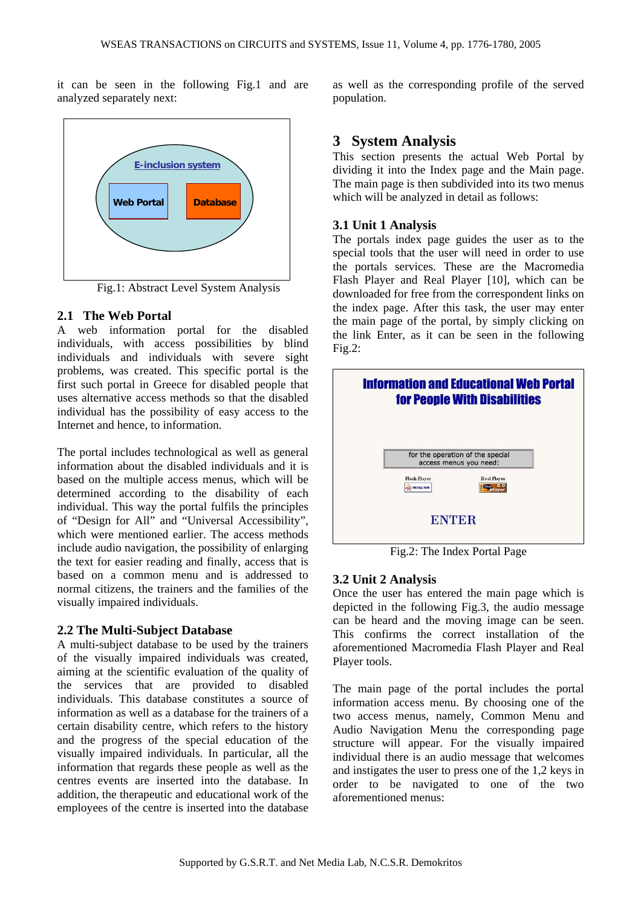it can be seen in the following Fig.1 and are analyzed separately next:

Fig.1: Abstract Level System Analysis

## 2.1 The Web Portal

A web information portal for the disabled individuals, with access possibilities by blind individuals and individuals with severe sight problems, was created. This specific portal is the first such portal in Greece for disabled people that uses alternative access methods so that the disabled individual has the possibility of easy access to the Internet and hence, to information.

The portal includes technological as well as general information about the disabled individuals and it is based on the multiple access menus, which will be determined according to the disability of each individual. This way the portal fulfils the principles of "Design for All" and "Universal Accessibility", which were mentioned earlier. The access methods include audio navigation, the possibility of enlarging the text for easier reading and finally, access that is based on a common menu and is addressed to normal citizens, the trainers and the families of the visually impaired individuals.

## 2.2 The Multi-Subject Database

A multi-subject database to be used by the trainers of the visually impaired individuals was created, aiming at the scientific evaluation of the quality of the services that are provided to disabled individuals. This database constitutes a source of information as well as a database for the trainers of a certain disability centre, which refers to the history and the progress of the special education of the visually impaired individuals. In particular, all the information that regards these people as well as the centres events are inserted into the database. In addition, the therapeutic and educational work of the employees of the centre is inserted into the database as well as the corresponding profile of the served population.

# 3 System Analysis

This section presents the actual Web Portal by dividing it into the Index page and the Main page. The main page is then subdivided into its two menus which will be analyzed in detail as follows:

## 3.1 Unit 1 Analysis

The portals index page guides the user as to the special tools that the user will need in order to use the portals services. These are the Macromedia Flash Player and Real Player [10], which can be downloaded for free from the correspondent links on the index page. After this task, the user may enter the main page of the portal, by simply clicking on the link Enter, as it can be seen in the following Fig.2:

Fig.2: The Index Portal Page

## 3.2 Unit 2 Analysis

Once the user has entered the main page which is depicted in the following Fig.3, the audio message can be heard and the moving image can be seen. This confirms the correct installation of the aforementioned Macromedia Flash Player and Real Player tools.

The main page of the portal includes the portal information access menu. By choosing one of the two access menus, namely, Common Menu and Audio Navigation Menu the corresponding page structure will appear. For the visually impaired individual there is an audio message that welcomes and instigates the user to press one of the 1,2 keys in order to be navigated to one of the two aforementioned menus: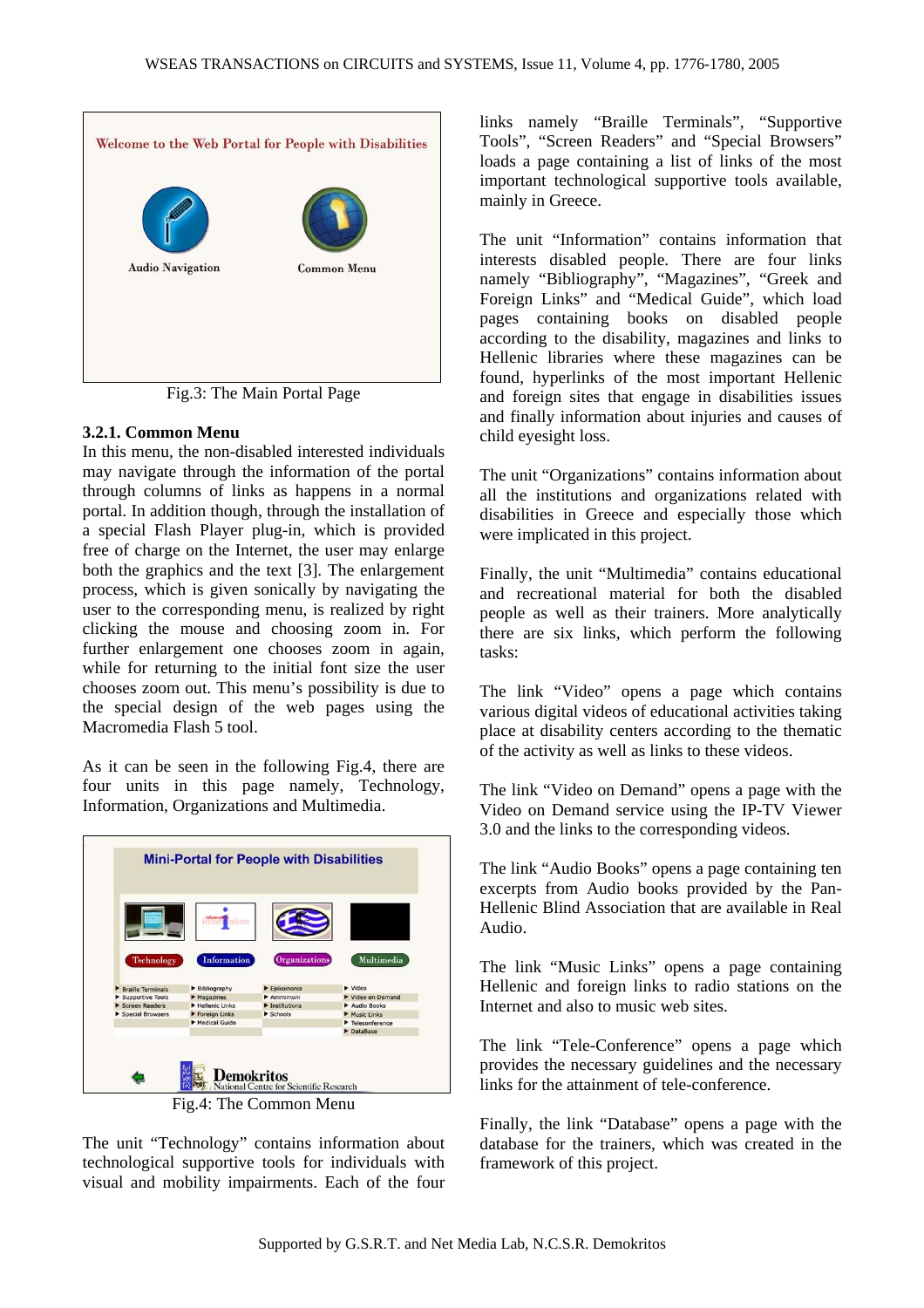Fig.3: The Main Portal Page

#### 3.2.1. Common Menu

In this menu, the non-disabled interested individuals may navigate through the information of the portal through columns of links as happens in a normal portal. In addition though, through the installation of a special Flash Player plug-in, which is provided free of charge on the Internet, the user may enlarge both the graphics and the text [3]. The enlargement process, which is given sonically by navigating the user to the corresponding menu, is realized by right clicking the mouse and choosing zoom in. For further enlargement one chooses zoom in again, while for returning to the initial font size the user chooses zoom out. This menu's possibility is due to the special design of the web pages using the Macromedia Flash 5 tool.

As it can be seen in the following Fig.4, there are four units in this page namely, Technology, Information, Organizations and Multimedia.

Fig.4: The Common Menu

The unit "Technology" contains information about technological supportive tools for individuals with visual and mobility impairments. Each of the four links namely "Braille Terminals", "Supportive Tools", "Screen Readers" and "Special Browsers" loads a page containing a list of links of the most important technological supportive tools available, mainly in Greece.

The unit "Information" contains information that interests disabled people. There are four links namely "Bibliography", "Magazines", "Greek and Foreign Links" and "Medical Guide", which load pages containing books on disabled people according to the disability, magazines and links to Hellenic libraries where these magazines can be found, hyperlinks of the most important Hellenic and foreign sites that engage in disabilities issues and finally information about injuries and causes of child eyesight loss.

The unit "Organizations" contains information about all the institutions and organizations related with disabilities in Greece and especially those which were implicated in this project.

Finally, the unit "Multimedia" contains educational and recreational material for both the disabled people as well as their trainers. More analytically there are six links, which perform the following tasks:

The link "Video" opens a page which contains various digital videos of educational activities taking place at disability centers according to the thematic of the activity as well as links to these videos.

The link "Video on Demand" opens a page with the Video on Demand service using the IP-TV Viewer 3.0 and the links to the corresponding videos.

The link "Audio Books" opens a page containing ten excerpts from Audio books provided by the Pan-Hellenic Blind Association that are available in Real Audio.

The link "Music Links" opens a page containing Hellenic and foreign links to radio stations on the Internet and also to music web sites.

The link "Tele-Conference" opens a page which provides the necessary guidelines and the necessary links for the attainment of tele-conference.

Finally, the link "Database" opens a page with the database for the trainers, which was created in the framework of this project.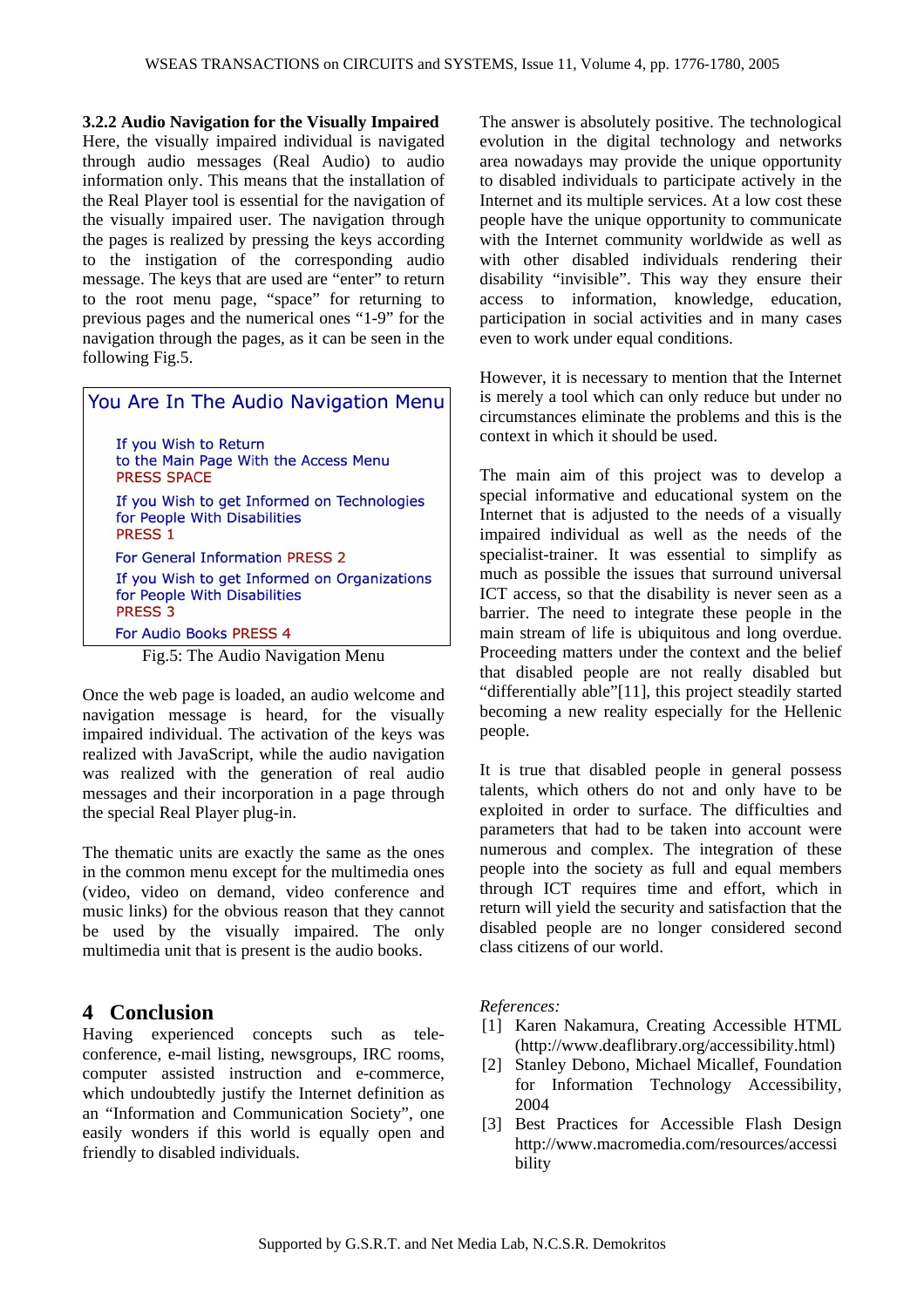### 3.2.2 Audio Navigation for the Visually Impaired

Here, the visually impaired individual is navigated through audio messages (Real Audio) to audio information only. This means that the installation of the Real Player tool is essential for the navigation of the visually impaired user. The navigation through the pages is realized by pressing the keys according to the instigation of the corresponding audio message. The keys that are used are "enter" to return to the root menu page, "space" for returning to previous pages and the numerical ones "1-9" for the navigation through the pages, as it can be seen in the following Fig.5.

You Are In The Audio Navigation Menu

If you Wish to Return
to the Main Page With the Access Menu
PRESS SPACE

If you Wish to get Informed on Technologies
for People With Disabilities
PRESS 1

For General Information PRESS 2

If you Wish to get Informed on Organizations
for People With Disabilities
PRESS 3

For Audio Books PRESS 4

Fig.5: The Audio Navigation Menu

Once the web page is loaded, an audio welcome and navigation message is heard, for the visually impaired individual. The activation of the keys was realized with JavaScript, while the audio navigation was realized with the generation of real audio messages and their incorporation in a page through the special Real Player plug-in.

The thematic units are exactly the same as the ones in the common menu except for the multimedia ones (video, video on demand, video conference and music links) for the obvious reason that they cannot be used by the visually impaired. The only multimedia unit that is present is the audio books.

## 4 Conclusion

Having experienced concepts such as tele-conference, e-mail listing, newsgroups, IRC rooms, computer assisted instruction and e-commerce, which undoubtedly justify the Internet definition as an "Information and Communication Society", one easily wonders if this world is equally open and friendly to disabled individuals.

The answer is absolutely positive. The technological evolution in the digital technology and networks area nowadays may provide the unique opportunity to disabled individuals to participate actively in the Internet and its multiple services. At a low cost these people have the unique opportunity to communicate with the Internet community worldwide as well as with other disabled individuals rendering their disability "invisible". This way they ensure their access to information, knowledge, education, participation in social activities and in many cases even to work under equal conditions.

However, it is necessary to mention that the Internet is merely a tool which can only reduce but under no circumstances eliminate the problems and this is the context in which it should be used.

The main aim of this project was to develop a special informative and educational system on the Internet that is adjusted to the needs of a visually impaired individual as well as the needs of the specialist-trainer. It was essential to simplify as much as possible the issues that surround universal ICT access, so that the disability is never seen as a barrier. The need to integrate these people in the main stream of life is ubiquitous and long overdue. Proceeding matters under the context and the belief that disabled people are not really disabled but "differentially able"[11], this project steadily started becoming a new reality especially for the Hellenic people.

It is true that disabled people in general possess talents, which others do not and only have to be exploited in order to surface. The difficulties and parameters that had to be taken into account were numerous and complex. The integration of these people into the society as full and equal members through ICT requires time and effort, which in return will yield the security and satisfaction that the disabled people are no longer considered second class citizens of our world.

*References:*

[1] Karen Nakamura, Creating Accessible HTML (http://www.deaflibrary.org/accessibility.html)

[2] Stanley Debono, Michael Micallef, Foundation for Information Technology Accessibility, 2004

[3] Best Practices for Accessible Flash Design http://www.macromedia.com/resources/accessibility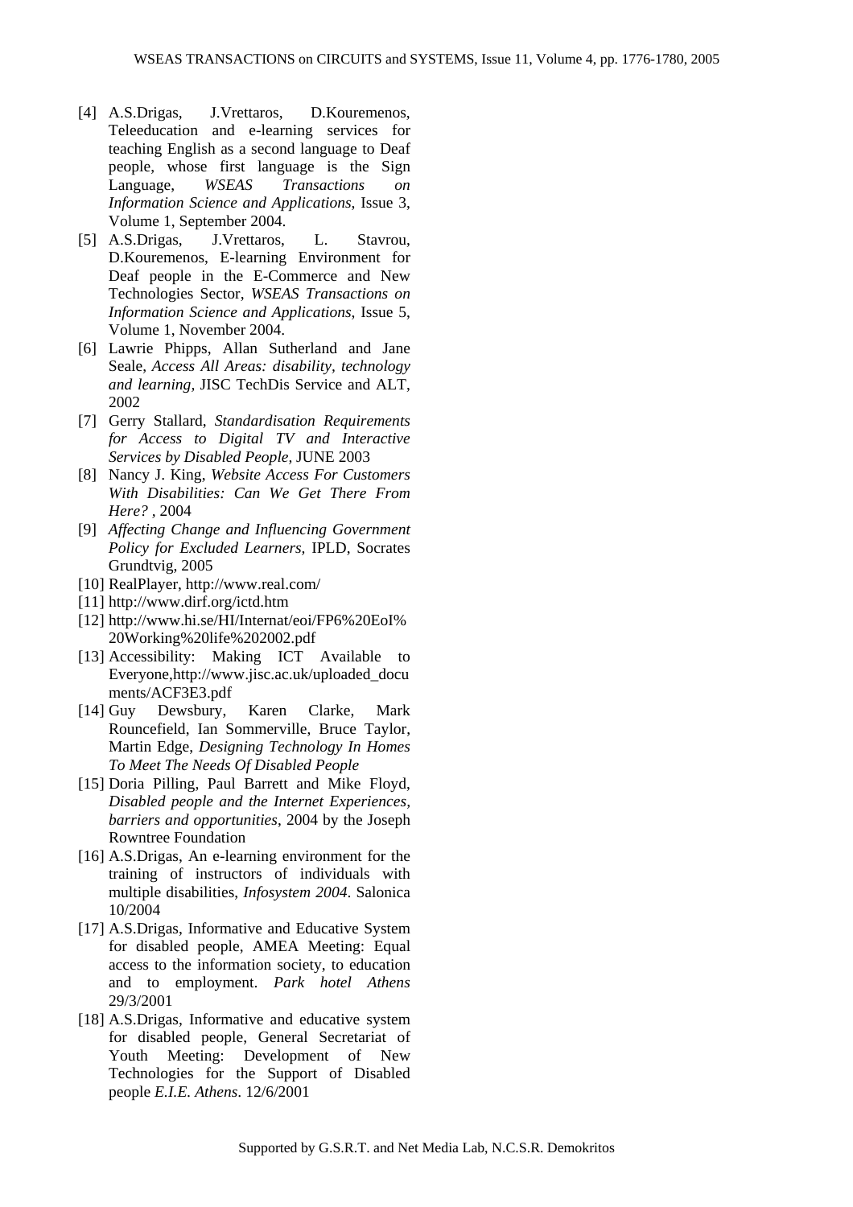[4] A.S.Drigas, J.Vrettaros, D.Kouremenos, Teleeducation and e-learning services for teaching English as a second language to Deaf people, whose first language is the Sign Language, *WSEAS Transactions on Information Science and Applications*, Issue 3, Volume 1, September 2004.

[5] A.S.Drigas, J.Vrettaros, L. Stavrou, D.Kouremenos, E-learning Environment for Deaf people in the E-Commerce and New Technologies Sector, *WSEAS Transactions on Information Science and Applications*, Issue 5, Volume 1, November 2004.

[6] Lawrie Phipps, Allan Sutherland and Jane Seale, *Access All Areas: disability, technology and learning*, JISC TechDis Service and ALT, 2002

[7] Gerry Stallard, *Standardisation Requirements for Access to Digital TV and Interactive Services by Disabled People*, JUNE 2003

[8] Nancy J. King, *Website Access For Customers With Disabilities: Can We Get There From Here?* , 2004

[9] *Affecting Change and Influencing Government Policy for Excluded Learners*, IPLD, Socrates Grundtvig, 2005

[10] RealPlayer, http://www.real.com/

[11] http://www.dirf.org/ictd.htm

[12] http://www.hi.se/HI/Internat/eoi/FP6%20EoI%20Working%20life%202002.pdf

[13] Accessibility: Making ICT Available to Everyone,http://www.jisc.ac.uk/uploaded_documents/ACF3E3.pdf

[14] Guy Dewsbury, Karen Clarke, Mark Rouncefield, Ian Sommerville, Bruce Taylor, Martin Edge, *Designing Technology In Homes To Meet The Needs Of Disabled People*

[15] Doria Pilling, Paul Barrett and Mike Floyd, *Disabled people and the Internet Experiences, barriers and opportunities*, 2004 by the Joseph Rowntree Foundation

[16] A.S.Drigas, An e-learning environment for the training of instructors of individuals with multiple disabilities, *Infosystem 2004*. Salonica 10/2004

[17] A.S.Drigas, Informative and Educative System for disabled people, AMEA Meeting: Equal access to the information society, to education and to employment. *Park hotel Athens* 29/3/2001

[18] A.S.Drigas, Informative and educative system for disabled people, General Secretariat of Youth Meeting: Development of New Technologies for the Support of Disabled people *E.I.E. Athens*. 12/6/2001